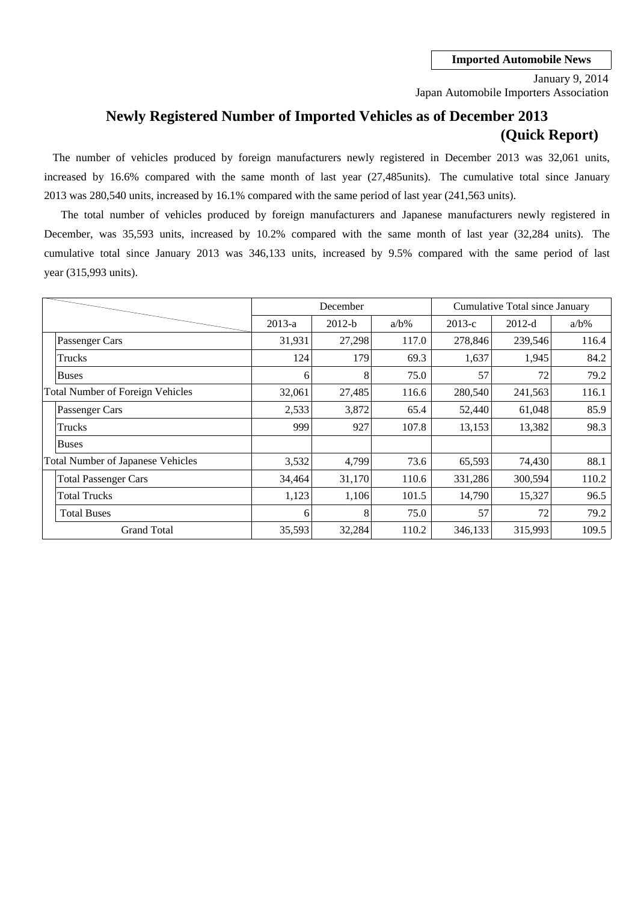**Imported Automobile News**

January 9, 2014
Japan Automobile Importers Association

# Newly Registered Number of Imported Vehicles as of December 2013 (Quick Report)

The number of vehicles produced by foreign manufacturers newly registered in December 2013 was 32,061 units, increased by 16.6% compared with the same month of last year (27,485units). The cumulative total since January 2013 was 280,540 units, increased by 16.1% compared with the same period of last year (241,563 units).

The total number of vehicles produced by foreign manufacturers and Japanese manufacturers newly registered in December, was 35,593 units, increased by 10.2% compared with the same month of last year (32,284 units). The cumulative total since January 2013 was 346,133 units, increased by 9.5% compared with the same period of last year (315,993 units).

| | December | | | Cumulative Total since January | | |
|---|---|---|---|---|---|---|
| | 2013-a | 2012-b | a/b% | 2013-c | 2012-d | a/b% |
| Passenger Cars | 31,931 | 27,298 | 117.0 | 278,846 | 239,546 | 116.4 |
| Trucks | 124 | 179 | 69.3 | 1,637 | 1,945 | 84.2 |
| Buses | 6 | 8 | 75.0 | 57 | 72 | 79.2 |
| Total Number of Foreign Vehicles | 32,061 | 27,485 | 116.6 | 280,540 | 241,563 | 116.1 |
| Passenger Cars | 2,533 | 3,872 | 65.4 | 52,440 | 61,048 | 85.9 |
| Trucks | 999 | 927 | 107.8 | 13,153 | 13,382 | 98.3 |
| Buses | | | | | | |
| Total Number of Japanese Vehicles | 3,532 | 4,799 | 73.6 | 65,593 | 74,430 | 88.1 |
| Total Passenger Cars | 34,464 | 31,170 | 110.6 | 331,286 | 300,594 | 110.2 |
| Total Trucks | 1,123 | 1,106 | 101.5 | 14,790 | 15,327 | 96.5 |
| Total Buses | 6 | 8 | 75.0 | 57 | 72 | 79.2 |
| Grand Total | 35,593 | 32,284 | 110.2 | 346,133 | 315,993 | 109.5 |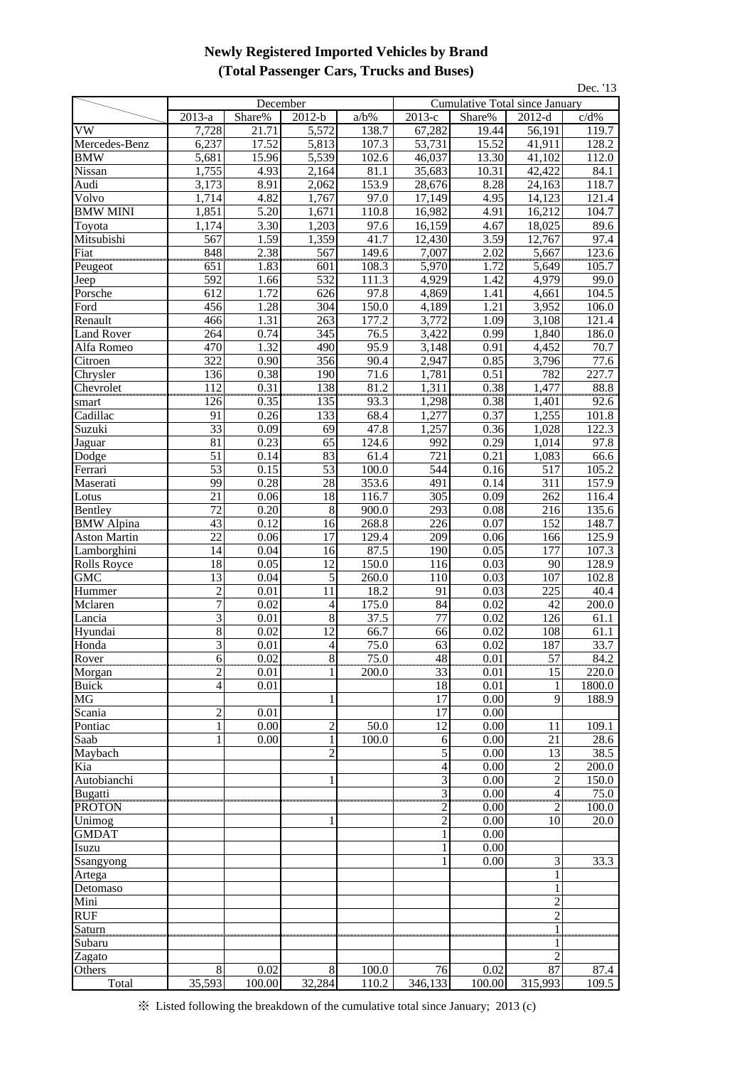## Newly Registered Imported Vehicles by Brand
## (Total Passenger Cars, Trucks and Buses)

Dec. '13

| | December | | | | Cumulative Total since January | | | |
|---|---|---|---|---|---|---|---|---|
| | 2013-a | Share% | 2012-b | a/b% | 2013-c | Share% | 2012-d | c/d% |
| VW | 7,728 | 21.71 | 5,572 | 138.7 | 67,282 | 19.44 | 56,191 | 119.7 |
| Mercedes-Benz | 6,237 | 17.52 | 5,813 | 107.3 | 53,731 | 15.52 | 41,911 | 128.2 |
| BMW | 5,681 | 15.96 | 5,539 | 102.6 | 46,037 | 13.30 | 41,102 | 112.0 |
| Nissan | 1,755 | 4.93 | 2,164 | 81.1 | 35,683 | 10.31 | 42,422 | 84.1 |
| Audi | 3,173 | 8.91 | 2,062 | 153.9 | 28,676 | 8.28 | 24,163 | 118.7 |
| Volvo | 1,714 | 4.82 | 1,767 | 97.0 | 17,149 | 4.95 | 14,123 | 121.4 |
| BMW MINI | 1,851 | 5.20 | 1,671 | 110.8 | 16,982 | 4.91 | 16,212 | 104.7 |
| Toyota | 1,174 | 3.30 | 1,203 | 97.6 | 16,159 | 4.67 | 18,025 | 89.6 |
| Mitsubishi | 567 | 1.59 | 1,359 | 41.7 | 12,430 | 3.59 | 12,767 | 97.4 |
| Fiat | 848 | 2.38 | 567 | 149.6 | 7,007 | 2.02 | 5,667 | 123.6 |
| Peugeot | 651 | 1.83 | 601 | 108.3 | 5,970 | 1.72 | 5,649 | 105.7 |
| Jeep | 592 | 1.66 | 532 | 111.3 | 4,929 | 1.42 | 4,979 | 99.0 |
| Porsche | 612 | 1.72 | 626 | 97.8 | 4,869 | 1.41 | 4,661 | 104.5 |
| Ford | 456 | 1.28 | 304 | 150.0 | 4,189 | 1.21 | 3,952 | 106.0 |
| Renault | 466 | 1.31 | 263 | 177.2 | 3,772 | 1.09 | 3,108 | 121.4 |
| Land Rover | 264 | 0.74 | 345 | 76.5 | 3,422 | 0.99 | 1,840 | 186.0 |
| Alfa Romeo | 470 | 1.32 | 490 | 95.9 | 3,148 | 0.91 | 4,452 | 70.7 |
| Citroen | 322 | 0.90 | 356 | 90.4 | 2,947 | 0.85 | 3,796 | 77.6 |
| Chrysler | 136 | 0.38 | 190 | 71.6 | 1,781 | 0.51 | 782 | 227.7 |
| Chevrolet | 112 | 0.31 | 138 | 81.2 | 1,311 | 0.38 | 1,477 | 88.8 |
| smart | 126 | 0.35 | 135 | 93.3 | 1,298 | 0.38 | 1,401 | 92.6 |
| Cadillac | 91 | 0.26 | 133 | 68.4 | 1,277 | 0.37 | 1,255 | 101.8 |
| Suzuki | 33 | 0.09 | 69 | 47.8 | 1,257 | 0.36 | 1,028 | 122.3 |
| Jaguar | 81 | 0.23 | 65 | 124.6 | 992 | 0.29 | 1,014 | 97.8 |
| Dodge | 51 | 0.14 | 83 | 61.4 | 721 | 0.21 | 1,083 | 66.6 |
| Ferrari | 53 | 0.15 | 53 | 100.0 | 544 | 0.16 | 517 | 105.2 |
| Maserati | 99 | 0.28 | 28 | 353.6 | 491 | 0.14 | 311 | 157.9 |
| Lotus | 21 | 0.06 | 18 | 116.7 | 305 | 0.09 | 262 | 116.4 |
| Bentley | 72 | 0.20 | 8 | 900.0 | 293 | 0.08 | 216 | 135.6 |
| BMW Alpina | 43 | 0.12 | 16 | 268.8 | 226 | 0.07 | 152 | 148.7 |
| Aston Martin | 22 | 0.06 | 17 | 129.4 | 209 | 0.06 | 166 | 125.9 |
| Lamborghini | 14 | 0.04 | 16 | 87.5 | 190 | 0.05 | 177 | 107.3 |
| Rolls Royce | 18 | 0.05 | 12 | 150.0 | 116 | 0.03 | 90 | 128.9 |
| GMC | 13 | 0.04 | 5 | 260.0 | 110 | 0.03 | 107 | 102.8 |
| Hummer | 2 | 0.01 | 11 | 18.2 | 91 | 0.03 | 225 | 40.4 |
| Mclaren | 7 | 0.02 | 4 | 175.0 | 84 | 0.02 | 42 | 200.0 |
| Lancia | 3 | 0.01 | 8 | 37.5 | 77 | 0.02 | 126 | 61.1 |
| Hyundai | 8 | 0.02 | 12 | 66.7 | 66 | 0.02 | 108 | 61.1 |
| Honda | 3 | 0.01 | 4 | 75.0 | 63 | 0.02 | 187 | 33.7 |
| Rover | 6 | 0.02 | 8 | 75.0 | 48 | 0.01 | 57 | 84.2 |
| Morgan | 2 | 0.01 | 1 | 200.0 | 33 | 0.01 | 15 | 220.0 |
| Buick | 4 | 0.01 | | | 18 | 0.01 | 1 | 1800.0 |
| MG | | | 1 | | 17 | 0.00 | 9 | 188.9 |
| Scania | 2 | 0.01 | | | 17 | 0.00 | | |
| Pontiac | 1 | 0.00 | 2 | 50.0 | 12 | 0.00 | 11 | 109.1 |
| Saab | 1 | 0.00 | 1 | 100.0 | 6 | 0.00 | 21 | 28.6 |
| Maybach | | | 2 | | 5 | 0.00 | 13 | 38.5 |
| Kia | | | | | 4 | 0.00 | 2 | 200.0 |
| Autobianchi | | | 1 | | 3 | 0.00 | 2 | 150.0 |
| Bugatti | | | | | 3 | 0.00 | 4 | 75.0 |
| PROTON | | | | | 2 | 0.00 | 2 | 100.0 |
| Unimog | | | 1 | | 2 | 0.00 | 10 | 20.0 |
| GMDAT | | | | | 1 | 0.00 | | |
| Isuzu | | | | | 1 | 0.00 | | |
| Ssangyong | | | | | 1 | 0.00 | 3 | 33.3 |
| Artega | | | | | | | 1 | |
| Detomaso | | | | | | | 1 | |
| Mini | | | | | | | 2 | |
| RUF | | | | | | | 2 | |
| Saturn | | | | | | | 1 | |
| Subaru | | | | | | | 1 | |
| Zagato | | | | | | | 2 | |
| Others | 8 | 0.02 | 8 | 100.0 | 76 | 0.02 | 87 | 87.4 |
| Total | 35,593 | 100.00 | 32,284 | 110.2 | 346,133 | 100.00 | 315,993 | 109.5 |

※ Listed following the breakdown of the cumulative total since January; 2013 (c)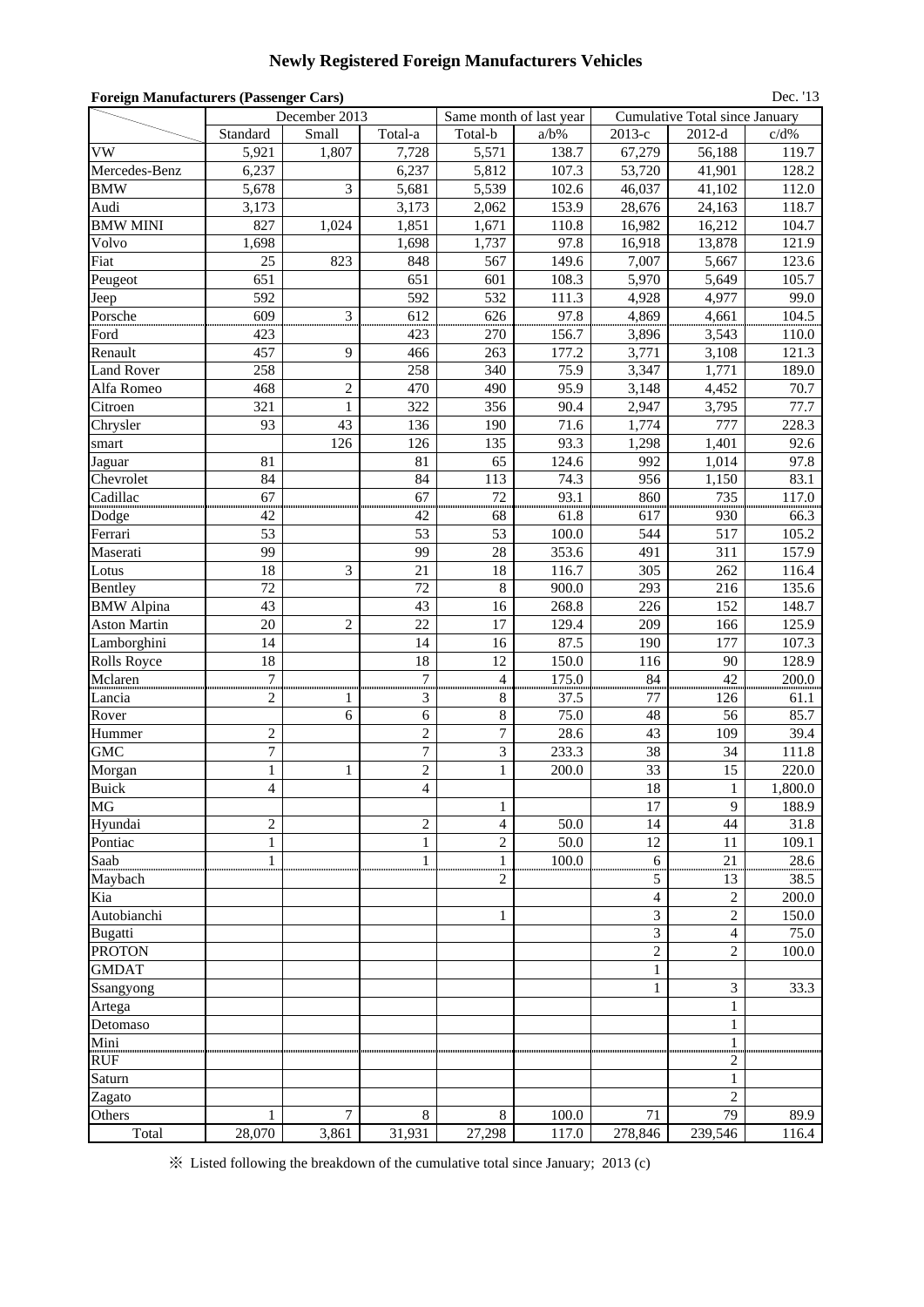# Newly Registered Foreign Manufacturers Vehicles

**Foreign Manufacturers (Passenger Cars)**

Dec. '13

| | December 2013 | | | Same month of last year | | Cumulative Total since January | | |
|---|---|---|---|---|---|---|---|---|
| | Standard | Small | Total-a | Total-b | a/b% | 2013-c | 2012-d | c/d% |
| VW | 5,921 | 1,807 | 7,728 | 5,571 | 138.7 | 67,279 | 56,188 | 119.7 |
| Mercedes-Benz | 6,237 | | 6,237 | 5,812 | 107.3 | 53,720 | 41,901 | 128.2 |
| BMW | 5,678 | 3 | 5,681 | 5,539 | 102.6 | 46,037 | 41,102 | 112.0 |
| Audi | 3,173 | | 3,173 | 2,062 | 153.9 | 28,676 | 24,163 | 118.7 |
| BMW MINI | 827 | 1,024 | 1,851 | 1,671 | 110.8 | 16,982 | 16,212 | 104.7 |
| Volvo | 1,698 | | 1,698 | 1,737 | 97.8 | 16,918 | 13,878 | 121.9 |
| Fiat | 25 | 823 | 848 | 567 | 149.6 | 7,007 | 5,667 | 123.6 |
| Peugeot | 651 | | 651 | 601 | 108.3 | 5,970 | 5,649 | 105.7 |
| Jeep | 592 | | 592 | 532 | 111.3 | 4,928 | 4,977 | 99.0 |
| Porsche | 609 | 3 | 612 | 626 | 97.8 | 4,869 | 4,661 | 104.5 |
| Ford | 423 | | 423 | 270 | 156.7 | 3,896 | 3,543 | 110.0 |
| Renault | 457 | 9 | 466 | 263 | 177.2 | 3,771 | 3,108 | 121.3 |
| Land Rover | 258 | | 258 | 340 | 75.9 | 3,347 | 1,771 | 189.0 |
| Alfa Romeo | 468 | 2 | 470 | 490 | 95.9 | 3,148 | 4,452 | 70.7 |
| Citroen | 321 | 1 | 322 | 356 | 90.4 | 2,947 | 3,795 | 77.7 |
| Chrysler | 93 | 43 | 136 | 190 | 71.6 | 1,774 | 777 | 228.3 |
| smart | | 126 | 126 | 135 | 93.3 | 1,298 | 1,401 | 92.6 |
| Jaguar | 81 | | 81 | 65 | 124.6 | 992 | 1,014 | 97.8 |
| Chevrolet | 84 | | 84 | 113 | 74.3 | 956 | 1,150 | 83.1 |
| Cadillac | 67 | | 67 | 72 | 93.1 | 860 | 735 | 117.0 |
| Dodge | 42 | | 42 | 68 | 61.8 | 617 | 930 | 66.3 |
| Ferrari | 53 | | 53 | 53 | 100.0 | 544 | 517 | 105.2 |
| Maserati | 99 | | 99 | 28 | 353.6 | 491 | 311 | 157.9 |
| Lotus | 18 | 3 | 21 | 18 | 116.7 | 305 | 262 | 116.4 |
| Bentley | 72 | | 72 | 8 | 900.0 | 293 | 216 | 135.6 |
| BMW Alpina | 43 | | 43 | 16 | 268.8 | 226 | 152 | 148.7 |
| Aston Martin | 20 | 2 | 22 | 17 | 129.4 | 209 | 166 | 125.9 |
| Lamborghini | 14 | | 14 | 16 | 87.5 | 190 | 177 | 107.3 |
| Rolls Royce | 18 | | 18 | 12 | 150.0 | 116 | 90 | 128.9 |
| Mclaren | 7 | | 7 | 4 | 175.0 | 84 | 42 | 200.0 |
| Lancia | 2 | 1 | 3 | 8 | 37.5 | 77 | 126 | 61.1 |
| Rover | | 6 | 6 | 8 | 75.0 | 48 | 56 | 85.7 |
| Hummer | 2 | | 2 | 7 | 28.6 | 43 | 109 | 39.4 |
| GMC | 7 | | 7 | 3 | 233.3 | 38 | 34 | 111.8 |
| Morgan | 1 | 1 | 2 | 1 | 200.0 | 33 | 15 | 220.0 |
| Buick | 4 | | 4 | | | 18 | 1 | 1,800.0 |
| MG | | | | 1 | | 17 | 9 | 188.9 |
| Hyundai | 2 | | 2 | 4 | 50.0 | 14 | 44 | 31.8 |
| Pontiac | 1 | | 1 | 2 | 50.0 | 12 | 11 | 109.1 |
| Saab | 1 | | 1 | 1 | 100.0 | 6 | 21 | 28.6 |
| Maybach | | | | 2 | | 5 | 13 | 38.5 |
| Kia | | | | | | 4 | 2 | 200.0 |
| Autobianchi | | | | 1 | | 3 | 2 | 150.0 |
| Bugatti | | | | | | 3 | 4 | 75.0 |
| PROTON | | | | | | 2 | 2 | 100.0 |
| GMDAT | | | | | | 1 | | |
| Ssangyong | | | | | | 1 | 3 | 33.3 |
| Artega | | | | | | | 1 | |
| Detomaso | | | | | | | 1 | |
| Mini | | | | | | | 1 | |
| RUF | | | | | | | 2 | |
| Saturn | | | | | | | 1 | |
| Zagato | | | | | | | 2 | |
| Others | 1 | 7 | 8 | 8 | 100.0 | 71 | 79 | 89.9 |
| Total | 28,070 | 3,861 | 31,931 | 27,298 | 117.0 | 278,846 | 239,546 | 116.4 |

※ Listed following the breakdown of the cumulative total since January; 2013 (c)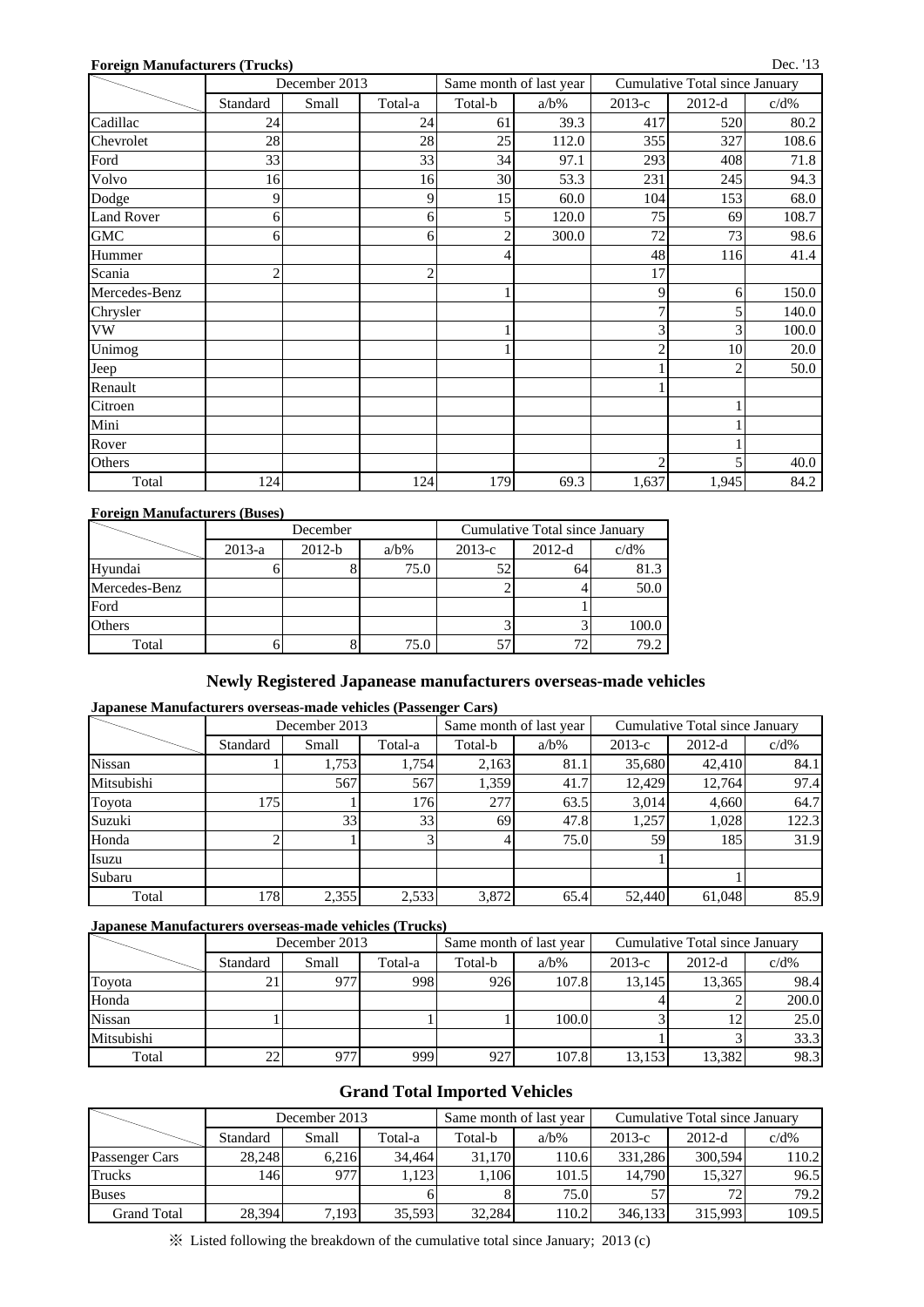**Foreign Manufacturers (Trucks)**

Dec. '13

| | December 2013 | | | Same month of last year | | Cumulative Total since January | | |
|---|---|---|---|---|---|---|---|---|
| | Standard | Small | Total-a | Total-b | a/b% | 2013-c | 2012-d | c/d% |
| Cadillac | 24 | | 24 | 61 | 39.3 | 417 | 520 | 80.2 |
| Chevrolet | 28 | | 28 | 25 | 112.0 | 355 | 327 | 108.6 |
| Ford | 33 | | 33 | 34 | 97.1 | 293 | 408 | 71.8 |
| Volvo | 16 | | 16 | 30 | 53.3 | 231 | 245 | 94.3 |
| Dodge | 9 | | 9 | 15 | 60.0 | 104 | 153 | 68.0 |
| Land Rover | 6 | | 6 | 5 | 120.0 | 75 | 69 | 108.7 |
| GMC | 6 | | 6 | 2 | 300.0 | 72 | 73 | 98.6 |
| Hummer | | | | 4 | | 48 | 116 | 41.4 |
| Scania | 2 | | 2 | | | 17 | | |
| Mercedes-Benz | | | | 1 | | 9 | 6 | 150.0 |
| Chrysler | | | | | | 7 | 5 | 140.0 |
| VW | | | | 1 | | 3 | 3 | 100.0 |
| Unimog | | | | 1 | | 2 | 10 | 20.0 |
| Jeep | | | | | | 1 | 2 | 50.0 |
| Renault | | | | | | 1 | | |
| Citroen | | | | | | | 1 | |
| Mini | | | | | | | 1 | |
| Rover | | | | | | | 1 | |
| Others | | | | | | 2 | 5 | 40.0 |
| Total | 124 | | 124 | 179 | 69.3 | 1,637 | 1,945 | 84.2 |

**Foreign Manufacturers (Buses)**

| | December | | | Cumulative Total since January | | |
|---|---|---|---|---|---|---|
| | 2013-a | 2012-b | a/b% | 2013-c | 2012-d | c/d% |
| Hyundai | 6 | 8 | 75.0 | 52 | 64 | 81.3 |
| Mercedes-Benz | | | | 2 | 4 | 50.0 |
| Ford | | | | | 1 | |
| Others | | | | 3 | 3 | 100.0 |
| Total | 6 | 8 | 75.0 | 57 | 72 | 79.2 |

## Newly Registered Japanese manufacturers overseas-made vehicles

**Japanese Manufacturers overseas-made vehicles (Passenger Cars)**

| | December 2013 | | | Same month of last year | | Cumulative Total since January | | |
|---|---|---|---|---|---|---|---|---|
| | Standard | Small | Total-a | Total-b | a/b% | 2013-c | 2012-d | c/d% |
| Nissan | 1 | 1,753 | 1,754 | 2,163 | 81.1 | 35,680 | 42,410 | 84.1 |
| Mitsubishi | | 567 | 567 | 1,359 | 41.7 | 12,429 | 12,764 | 97.4 |
| Toyota | 175 | 1 | 176 | 277 | 63.5 | 3,014 | 4,660 | 64.7 |
| Suzuki | | 33 | 33 | 69 | 47.8 | 1,257 | 1,028 | 122.3 |
| Honda | 2 | 1 | 3 | 4 | 75.0 | 59 | 185 | 31.9 |
| Isuzu | | | | | | 1 | | |
| Subaru | | | | | | | 1 | |
| Total | 178 | 2,355 | 2,533 | 3,872 | 65.4 | 52,440 | 61,048 | 85.9 |

**Japanese Manufacturers overseas-made vehicles (Trucks)**

| | December 2013 | | | Same month of last year | | Cumulative Total since January | | |
|---|---|---|---|---|---|---|---|---|
| | Standard | Small | Total-a | Total-b | a/b% | 2013-c | 2012-d | c/d% |
| Toyota | 21 | 977 | 998 | 926 | 107.8 | 13,145 | 13,365 | 98.4 |
| Honda | | | | | | 4 | 2 | 200.0 |
| Nissan | 1 | | 1 | 1 | 100.0 | 3 | 12 | 25.0 |
| Mitsubishi | | | | | | 1 | 3 | 33.3 |
| Total | 22 | 977 | 999 | 927 | 107.8 | 13,153 | 13,382 | 98.3 |

## Grand Total Imported Vehicles

| | December 2013 | | | Same month of last year | | Cumulative Total since January | | |
|---|---|---|---|---|---|---|---|---|
| | Standard | Small | Total-a | Total-b | a/b% | 2013-c | 2012-d | c/d% |
| Passenger Cars | 28,248 | 6,216 | 34,464 | 31,170 | 110.6 | 331,286 | 300,594 | 110.2 |
| Trucks | 146 | 977 | 1,123 | 1,106 | 101.5 | 14,790 | 15,327 | 96.5 |
| Buses | | | 6 | 8 | 75.0 | 57 | 72 | 79.2 |
| Grand Total | 28,394 | 7,193 | 35,593 | 32,284 | 110.2 | 346,133 | 315,993 | 109.5 |

※ Listed following the breakdown of the cumulative total since January; 2013 (c)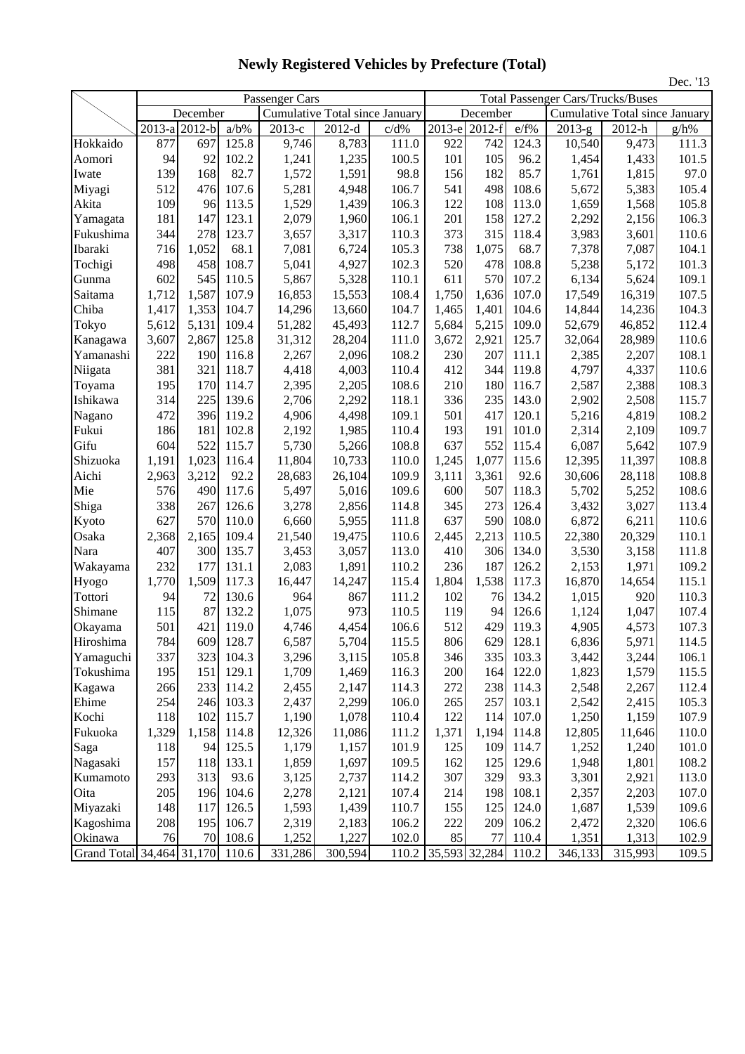# Newly Registered Vehicles by Prefecture (Total)

Dec. '13

| | Passenger Cars | | | | | | Total Passenger Cars/Trucks/Buses | | | | | |
|---|---|---|---|---|---|---|---|---|---|---|---|---|
| | December | | | Cumulative Total since January | | | December | | | Cumulative Total since January | | |
| | 2013-a | 2012-b | a/b% | 2013-c | 2012-d | c/d% | 2013-e | 2012-f | e/f% | 2013-g | 2012-h | g/h% |
| Hokkaido | 877 | 697 | 125.8 | 9,746 | 8,783 | 111.0 | 922 | 742 | 124.3 | 10,540 | 9,473 | 111.3 |
| Aomori | 94 | 92 | 102.2 | 1,241 | 1,235 | 100.5 | 101 | 105 | 96.2 | 1,454 | 1,433 | 101.5 |
| Iwate | 139 | 168 | 82.7 | 1,572 | 1,591 | 98.8 | 156 | 182 | 85.7 | 1,761 | 1,815 | 97.0 |
| Miyagi | 512 | 476 | 107.6 | 5,281 | 4,948 | 106.7 | 541 | 498 | 108.6 | 5,672 | 5,383 | 105.4 |
| Akita | 109 | 96 | 113.5 | 1,529 | 1,439 | 106.3 | 122 | 108 | 113.0 | 1,659 | 1,568 | 105.8 |
| Yamagata | 181 | 147 | 123.1 | 2,079 | 1,960 | 106.1 | 201 | 158 | 127.2 | 2,292 | 2,156 | 106.3 |
| Fukushima | 344 | 278 | 123.7 | 3,657 | 3,317 | 110.3 | 373 | 315 | 118.4 | 3,983 | 3,601 | 110.6 |
| Ibaraki | 716 | 1,052 | 68.1 | 7,081 | 6,724 | 105.3 | 738 | 1,075 | 68.7 | 7,378 | 7,087 | 104.1 |
| Tochigi | 498 | 458 | 108.7 | 5,041 | 4,927 | 102.3 | 520 | 478 | 108.8 | 5,238 | 5,172 | 101.3 |
| Gunma | 602 | 545 | 110.5 | 5,867 | 5,328 | 110.1 | 611 | 570 | 107.2 | 6,134 | 5,624 | 109.1 |
| Saitama | 1,712 | 1,587 | 107.9 | 16,853 | 15,553 | 108.4 | 1,750 | 1,636 | 107.0 | 17,549 | 16,319 | 107.5 |
| Chiba | 1,417 | 1,353 | 104.7 | 14,296 | 13,660 | 104.7 | 1,465 | 1,401 | 104.6 | 14,844 | 14,236 | 104.3 |
| Tokyo | 5,612 | 5,131 | 109.4 | 51,282 | 45,493 | 112.7 | 5,684 | 5,215 | 109.0 | 52,679 | 46,852 | 112.4 |
| Kanagawa | 3,607 | 2,867 | 125.8 | 31,312 | 28,204 | 111.0 | 3,672 | 2,921 | 125.7 | 32,064 | 28,989 | 110.6 |
| Yamanashi | 222 | 190 | 116.8 | 2,267 | 2,096 | 108.2 | 230 | 207 | 111.1 | 2,385 | 2,207 | 108.1 |
| Niigata | 381 | 321 | 118.7 | 4,418 | 4,003 | 110.4 | 412 | 344 | 119.8 | 4,797 | 4,337 | 110.6 |
| Toyama | 195 | 170 | 114.7 | 2,395 | 2,205 | 108.6 | 210 | 180 | 116.7 | 2,587 | 2,388 | 108.3 |
| Ishikawa | 314 | 225 | 139.6 | 2,706 | 2,292 | 118.1 | 336 | 235 | 143.0 | 2,902 | 2,508 | 115.7 |
| Nagano | 472 | 396 | 119.2 | 4,906 | 4,498 | 109.1 | 501 | 417 | 120.1 | 5,216 | 4,819 | 108.2 |
| Fukui | 186 | 181 | 102.8 | 2,192 | 1,985 | 110.4 | 193 | 191 | 101.0 | 2,314 | 2,109 | 109.7 |
| Gifu | 604 | 522 | 115.7 | 5,730 | 5,266 | 108.8 | 637 | 552 | 115.4 | 6,087 | 5,642 | 107.9 |
| Shizuoka | 1,191 | 1,023 | 116.4 | 11,804 | 10,733 | 110.0 | 1,245 | 1,077 | 115.6 | 12,395 | 11,397 | 108.8 |
| Aichi | 2,963 | 3,212 | 92.2 | 28,683 | 26,104 | 109.9 | 3,111 | 3,361 | 92.6 | 30,606 | 28,118 | 108.8 |
| Mie | 576 | 490 | 117.6 | 5,497 | 5,016 | 109.6 | 600 | 507 | 118.3 | 5,702 | 5,252 | 108.6 |
| Shiga | 338 | 267 | 126.6 | 3,278 | 2,856 | 114.8 | 345 | 273 | 126.4 | 3,432 | 3,027 | 113.4 |
| Kyoto | 627 | 570 | 110.0 | 6,660 | 5,955 | 111.8 | 637 | 590 | 108.0 | 6,872 | 6,211 | 110.6 |
| Osaka | 2,368 | 2,165 | 109.4 | 21,540 | 19,475 | 110.6 | 2,445 | 2,213 | 110.5 | 22,380 | 20,329 | 110.1 |
| Nara | 407 | 300 | 135.7 | 3,453 | 3,057 | 113.0 | 410 | 306 | 134.0 | 3,530 | 3,158 | 111.8 |
| Wakayama | 232 | 177 | 131.1 | 2,083 | 1,891 | 110.2 | 236 | 187 | 126.2 | 2,153 | 1,971 | 109.2 |
| Hyogo | 1,770 | 1,509 | 117.3 | 16,447 | 14,247 | 115.4 | 1,804 | 1,538 | 117.3 | 16,870 | 14,654 | 115.1 |
| Tottori | 94 | 72 | 130.6 | 964 | 867 | 111.2 | 102 | 76 | 134.2 | 1,015 | 920 | 110.3 |
| Shimane | 115 | 87 | 132.2 | 1,075 | 973 | 110.5 | 119 | 94 | 126.6 | 1,124 | 1,047 | 107.4 |
| Okayama | 501 | 421 | 119.0 | 4,746 | 4,454 | 106.6 | 512 | 429 | 119.3 | 4,905 | 4,573 | 107.3 |
| Hiroshima | 784 | 609 | 128.7 | 6,587 | 5,704 | 115.5 | 806 | 629 | 128.1 | 6,836 | 5,971 | 114.5 |
| Yamaguchi | 337 | 323 | 104.3 | 3,296 | 3,115 | 105.8 | 346 | 335 | 103.3 | 3,442 | 3,244 | 106.1 |
| Tokushima | 195 | 151 | 129.1 | 1,709 | 1,469 | 116.3 | 200 | 164 | 122.0 | 1,823 | 1,579 | 115.5 |
| Kagawa | 266 | 233 | 114.2 | 2,455 | 2,147 | 114.3 | 272 | 238 | 114.3 | 2,548 | 2,267 | 112.4 |
| Ehime | 254 | 246 | 103.3 | 2,437 | 2,299 | 106.0 | 265 | 257 | 103.1 | 2,542 | 2,415 | 105.3 |
| Kochi | 118 | 102 | 115.7 | 1,190 | 1,078 | 110.4 | 122 | 114 | 107.0 | 1,250 | 1,159 | 107.9 |
| Fukuoka | 1,329 | 1,158 | 114.8 | 12,326 | 11,086 | 111.2 | 1,371 | 1,194 | 114.8 | 12,805 | 11,646 | 110.0 |
| Saga | 118 | 94 | 125.5 | 1,179 | 1,157 | 101.9 | 125 | 109 | 114.7 | 1,252 | 1,240 | 101.0 |
| Nagasaki | 157 | 118 | 133.1 | 1,859 | 1,697 | 109.5 | 162 | 125 | 129.6 | 1,948 | 1,801 | 108.2 |
| Kumamoto | 293 | 313 | 93.6 | 3,125 | 2,737 | 114.2 | 307 | 329 | 93.3 | 3,301 | 2,921 | 113.0 |
| Oita | 205 | 196 | 104.6 | 2,278 | 2,121 | 107.4 | 214 | 198 | 108.1 | 2,357 | 2,203 | 107.0 |
| Miyazaki | 148 | 117 | 126.5 | 1,593 | 1,439 | 110.7 | 155 | 125 | 124.0 | 1,687 | 1,539 | 109.6 |
| Kagoshima | 208 | 195 | 106.7 | 2,319 | 2,183 | 106.2 | 222 | 209 | 106.2 | 2,472 | 2,320 | 106.6 |
| Okinawa | 76 | 70 | 108.6 | 1,252 | 1,227 | 102.0 | 85 | 77 | 110.4 | 1,351 | 1,313 | 102.9 |
| Grand Total | 34,464 | 31,170 | 110.6 | 331,286 | 300,594 | 110.2 | 35,593 | 32,284 | 110.2 | 346,133 | 315,993 | 109.5 |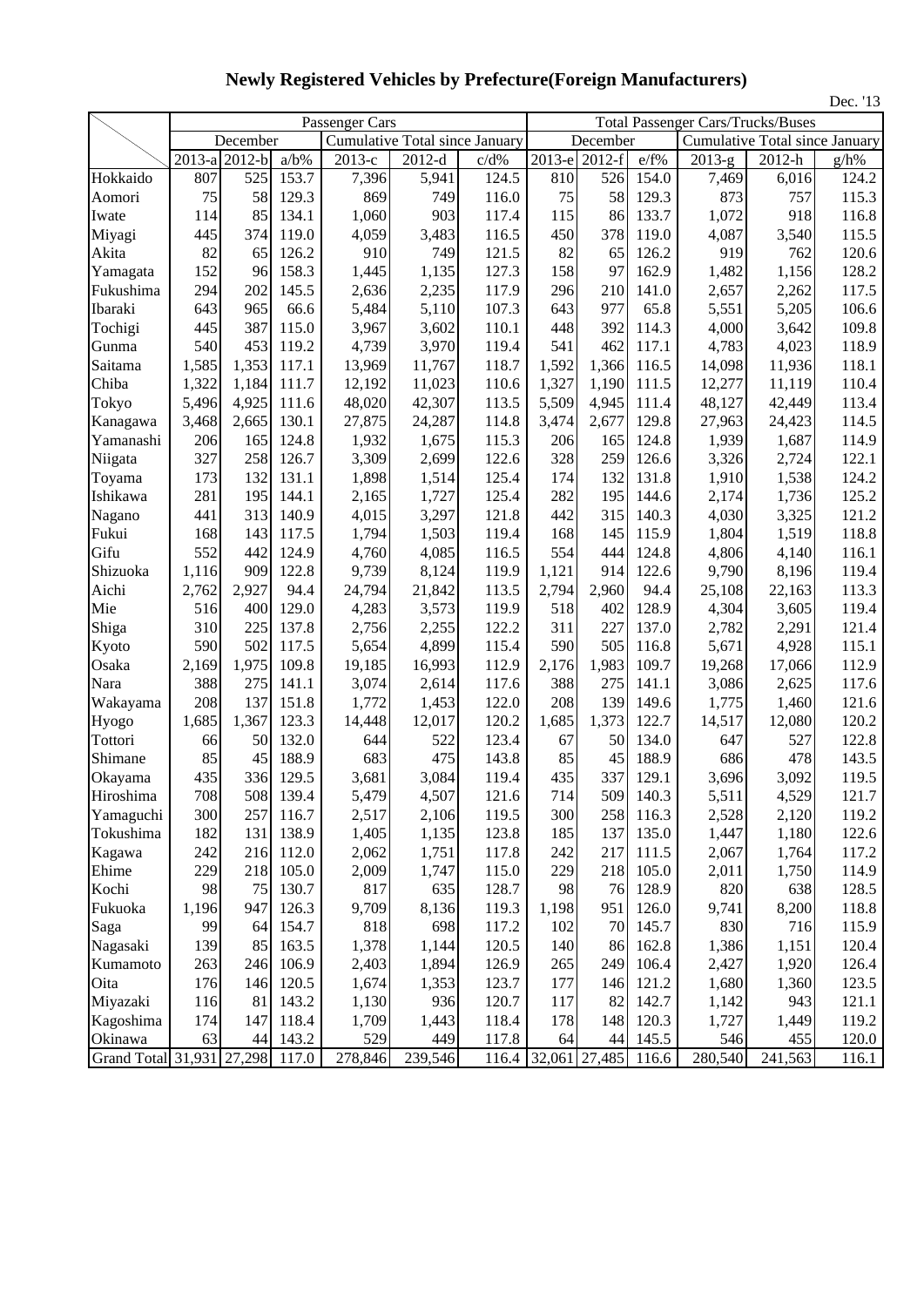# Newly Registered Vehicles by Prefecture(Foreign Manufacturers)

Dec. '13

| | Passenger Cars | | | | | | Total Passenger Cars/Trucks/Buses | | | | | |
|---|---|---|---|---|---|---|---|---|---|---|---|---|
| | December | | | Cumulative Total since January | | | December | | | Cumulative Total since January | | |
| | 2013-a | 2012-b | a/b% | 2013-c | 2012-d | c/d% | 2013-e | 2012-f | e/f% | 2013-g | 2012-h | g/h% |
| Hokkaido | 807 | 525 | 153.7 | 7,396 | 5,941 | 124.5 | 810 | 526 | 154.0 | 7,469 | 6,016 | 124.2 |
| Aomori | 75 | 58 | 129.3 | 869 | 749 | 116.0 | 75 | 58 | 129.3 | 873 | 757 | 115.3 |
| Iwate | 114 | 85 | 134.1 | 1,060 | 903 | 117.4 | 115 | 86 | 133.7 | 1,072 | 918 | 116.8 |
| Miyagi | 445 | 374 | 119.0 | 4,059 | 3,483 | 116.5 | 450 | 378 | 119.0 | 4,087 | 3,540 | 115.5 |
| Akita | 82 | 65 | 126.2 | 910 | 749 | 121.5 | 82 | 65 | 126.2 | 919 | 762 | 120.6 |
| Yamagata | 152 | 96 | 158.3 | 1,445 | 1,135 | 127.3 | 158 | 97 | 162.9 | 1,482 | 1,156 | 128.2 |
| Fukushima | 294 | 202 | 145.5 | 2,636 | 2,235 | 117.9 | 296 | 210 | 141.0 | 2,657 | 2,262 | 117.5 |
| Ibaraki | 643 | 965 | 66.6 | 5,484 | 5,110 | 107.3 | 643 | 977 | 65.8 | 5,551 | 5,205 | 106.6 |
| Tochigi | 445 | 387 | 115.0 | 3,967 | 3,602 | 110.1 | 448 | 392 | 114.3 | 4,000 | 3,642 | 109.8 |
| Gunma | 540 | 453 | 119.2 | 4,739 | 3,970 | 119.4 | 541 | 462 | 117.1 | 4,783 | 4,023 | 118.9 |
| Saitama | 1,585 | 1,353 | 117.1 | 13,969 | 11,767 | 118.7 | 1,592 | 1,366 | 116.5 | 14,098 | 11,936 | 118.1 |
| Chiba | 1,322 | 1,184 | 111.7 | 12,192 | 11,023 | 110.6 | 1,327 | 1,190 | 111.5 | 12,277 | 11,119 | 110.4 |
| Tokyo | 5,496 | 4,925 | 111.6 | 48,020 | 42,307 | 113.5 | 5,509 | 4,945 | 111.4 | 48,127 | 42,449 | 113.4 |
| Kanagawa | 3,468 | 2,665 | 130.1 | 27,875 | 24,287 | 114.8 | 3,474 | 2,677 | 129.8 | 27,963 | 24,423 | 114.5 |
| Yamanashi | 206 | 165 | 124.8 | 1,932 | 1,675 | 115.3 | 206 | 165 | 124.8 | 1,939 | 1,687 | 114.9 |
| Niigata | 327 | 258 | 126.7 | 3,309 | 2,699 | 122.6 | 328 | 259 | 126.6 | 3,326 | 2,724 | 122.1 |
| Toyama | 173 | 132 | 131.1 | 1,898 | 1,514 | 125.4 | 174 | 132 | 131.8 | 1,910 | 1,538 | 124.2 |
| Ishikawa | 281 | 195 | 144.1 | 2,165 | 1,727 | 125.4 | 282 | 195 | 144.6 | 2,174 | 1,736 | 125.2 |
| Nagano | 441 | 313 | 140.9 | 4,015 | 3,297 | 121.8 | 442 | 315 | 140.3 | 4,030 | 3,325 | 121.2 |
| Fukui | 168 | 143 | 117.5 | 1,794 | 1,503 | 119.4 | 168 | 145 | 115.9 | 1,804 | 1,519 | 118.8 |
| Gifu | 552 | 442 | 124.9 | 4,760 | 4,085 | 116.5 | 554 | 444 | 124.8 | 4,806 | 4,140 | 116.1 |
| Shizuoka | 1,116 | 909 | 122.8 | 9,739 | 8,124 | 119.9 | 1,121 | 914 | 122.6 | 9,790 | 8,196 | 119.4 |
| Aichi | 2,762 | 2,927 | 94.4 | 24,794 | 21,842 | 113.5 | 2,794 | 2,960 | 94.4 | 25,108 | 22,163 | 113.3 |
| Mie | 516 | 400 | 129.0 | 4,283 | 3,573 | 119.9 | 518 | 402 | 128.9 | 4,304 | 3,605 | 119.4 |
| Shiga | 310 | 225 | 137.8 | 2,756 | 2,255 | 122.2 | 311 | 227 | 137.0 | 2,782 | 2,291 | 121.4 |
| Kyoto | 590 | 502 | 117.5 | 5,654 | 4,899 | 115.4 | 590 | 505 | 116.8 | 5,671 | 4,928 | 115.1 |
| Osaka | 2,169 | 1,975 | 109.8 | 19,185 | 16,993 | 112.9 | 2,176 | 1,983 | 109.7 | 19,268 | 17,066 | 112.9 |
| Nara | 388 | 275 | 141.1 | 3,074 | 2,614 | 117.6 | 388 | 275 | 141.1 | 3,086 | 2,625 | 117.6 |
| Wakayama | 208 | 137 | 151.8 | 1,772 | 1,453 | 122.0 | 208 | 139 | 149.6 | 1,775 | 1,460 | 121.6 |
| Hyogo | 1,685 | 1,367 | 123.3 | 14,448 | 12,017 | 120.2 | 1,685 | 1,373 | 122.7 | 14,517 | 12,080 | 120.2 |
| Tottori | 66 | 50 | 132.0 | 644 | 522 | 123.4 | 67 | 50 | 134.0 | 647 | 527 | 122.8 |
| Shimane | 85 | 45 | 188.9 | 683 | 475 | 143.8 | 85 | 45 | 188.9 | 686 | 478 | 143.5 |
| Okayama | 435 | 336 | 129.5 | 3,681 | 3,084 | 119.4 | 435 | 337 | 129.1 | 3,696 | 3,092 | 119.5 |
| Hiroshima | 708 | 508 | 139.4 | 5,479 | 4,507 | 121.6 | 714 | 509 | 140.3 | 5,511 | 4,529 | 121.7 |
| Yamaguchi | 300 | 257 | 116.7 | 2,517 | 2,106 | 119.5 | 300 | 258 | 116.3 | 2,528 | 2,120 | 119.2 |
| Tokushima | 182 | 131 | 138.9 | 1,405 | 1,135 | 123.8 | 185 | 137 | 135.0 | 1,447 | 1,180 | 122.6 |
| Kagawa | 242 | 216 | 112.0 | 2,062 | 1,751 | 117.8 | 242 | 217 | 111.5 | 2,067 | 1,764 | 117.2 |
| Ehime | 229 | 218 | 105.0 | 2,009 | 1,747 | 115.0 | 229 | 218 | 105.0 | 2,011 | 1,750 | 114.9 |
| Kochi | 98 | 75 | 130.7 | 817 | 635 | 128.7 | 98 | 76 | 128.9 | 820 | 638 | 128.5 |
| Fukuoka | 1,196 | 947 | 126.3 | 9,709 | 8,136 | 119.3 | 1,198 | 951 | 126.0 | 9,741 | 8,200 | 118.8 |
| Saga | 99 | 64 | 154.7 | 818 | 698 | 117.2 | 102 | 70 | 145.7 | 830 | 716 | 115.9 |
| Nagasaki | 139 | 85 | 163.5 | 1,378 | 1,144 | 120.5 | 140 | 86 | 162.8 | 1,386 | 1,151 | 120.4 |
| Kumamoto | 263 | 246 | 106.9 | 2,403 | 1,894 | 126.9 | 265 | 249 | 106.4 | 2,427 | 1,920 | 126.4 |
| Oita | 176 | 146 | 120.5 | 1,674 | 1,353 | 123.7 | 177 | 146 | 121.2 | 1,680 | 1,360 | 123.5 |
| Miyazaki | 116 | 81 | 143.2 | 1,130 | 936 | 120.7 | 117 | 82 | 142.7 | 1,142 | 943 | 121.1 |
| Kagoshima | 174 | 147 | 118.4 | 1,709 | 1,443 | 118.4 | 178 | 148 | 120.3 | 1,727 | 1,449 | 119.2 |
| Okinawa | 63 | 44 | 143.2 | 529 | 449 | 117.8 | 64 | 44 | 145.5 | 546 | 455 | 120.0 |
| Grand Total | 31,931 | 27,298 | 117.0 | 278,846 | 239,546 | 116.4 | 32,061 | 27,485 | 116.6 | 280,540 | 241,563 | 116.1 |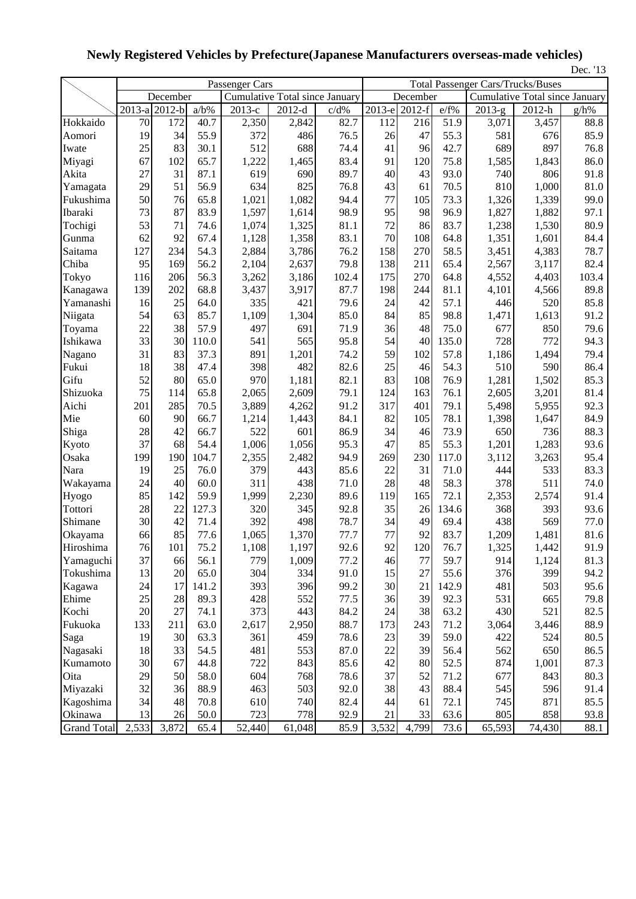# Newly Registered Vehicles by Prefecture(Japanese Manufacturers overseas-made vehicles)

Dec. '13

| | Passenger Cars | | | | | | Total Passenger Cars/Trucks/Buses | | | | | |
|---|---|---|---|---|---|---|---|---|---|---|---|---|
| | December | | | Cumulative Total since January | | | December | | | Cumulative Total since January | | |
| | 2013-a | 2012-b | a/b% | 2013-c | 2012-d | c/d% | 2013-e | 2012-f | e/f% | 2013-g | 2012-h | g/h% |
| Hokkaido | 70 | 172 | 40.7 | 2,350 | 2,842 | 82.7 | 112 | 216 | 51.9 | 3,071 | 3,457 | 88.8 |
| Aomori | 19 | 34 | 55.9 | 372 | 486 | 76.5 | 26 | 47 | 55.3 | 581 | 676 | 85.9 |
| Iwate | 25 | 83 | 30.1 | 512 | 688 | 74.4 | 41 | 96 | 42.7 | 689 | 897 | 76.8 |
| Miyagi | 67 | 102 | 65.7 | 1,222 | 1,465 | 83.4 | 91 | 120 | 75.8 | 1,585 | 1,843 | 86.0 |
| Akita | 27 | 31 | 87.1 | 619 | 690 | 89.7 | 40 | 43 | 93.0 | 740 | 806 | 91.8 |
| Yamagata | 29 | 51 | 56.9 | 634 | 825 | 76.8 | 43 | 61 | 70.5 | 810 | 1,000 | 81.0 |
| Fukushima | 50 | 76 | 65.8 | 1,021 | 1,082 | 94.4 | 77 | 105 | 73.3 | 1,326 | 1,339 | 99.0 |
| Ibaraki | 73 | 87 | 83.9 | 1,597 | 1,614 | 98.9 | 95 | 98 | 96.9 | 1,827 | 1,882 | 97.1 |
| Tochigi | 53 | 71 | 74.6 | 1,074 | 1,325 | 81.1 | 72 | 86 | 83.7 | 1,238 | 1,530 | 80.9 |
| Gunma | 62 | 92 | 67.4 | 1,128 | 1,358 | 83.1 | 70 | 108 | 64.8 | 1,351 | 1,601 | 84.4 |
| Saitama | 127 | 234 | 54.3 | 2,884 | 3,786 | 76.2 | 158 | 270 | 58.5 | 3,451 | 4,383 | 78.7 |
| Chiba | 95 | 169 | 56.2 | 2,104 | 2,637 | 79.8 | 138 | 211 | 65.4 | 2,567 | 3,117 | 82.4 |
| Tokyo | 116 | 206 | 56.3 | 3,262 | 3,186 | 102.4 | 175 | 270 | 64.8 | 4,552 | 4,403 | 103.4 |
| Kanagawa | 139 | 202 | 68.8 | 3,437 | 3,917 | 87.7 | 198 | 244 | 81.1 | 4,101 | 4,566 | 89.8 |
| Yamanashi | 16 | 25 | 64.0 | 335 | 421 | 79.6 | 24 | 42 | 57.1 | 446 | 520 | 85.8 |
| Niigata | 54 | 63 | 85.7 | 1,109 | 1,304 | 85.0 | 84 | 85 | 98.8 | 1,471 | 1,613 | 91.2 |
| Toyama | 22 | 38 | 57.9 | 497 | 691 | 71.9 | 36 | 48 | 75.0 | 677 | 850 | 79.6 |
| Ishikawa | 33 | 30 | 110.0 | 541 | 565 | 95.8 | 54 | 40 | 135.0 | 728 | 772 | 94.3 |
| Nagano | 31 | 83 | 37.3 | 891 | 1,201 | 74.2 | 59 | 102 | 57.8 | 1,186 | 1,494 | 79.4 |
| Fukui | 18 | 38 | 47.4 | 398 | 482 | 82.6 | 25 | 46 | 54.3 | 510 | 590 | 86.4 |
| Gifu | 52 | 80 | 65.0 | 970 | 1,181 | 82.1 | 83 | 108 | 76.9 | 1,281 | 1,502 | 85.3 |
| Shizuoka | 75 | 114 | 65.8 | 2,065 | 2,609 | 79.1 | 124 | 163 | 76.1 | 2,605 | 3,201 | 81.4 |
| Aichi | 201 | 285 | 70.5 | 3,889 | 4,262 | 91.2 | 317 | 401 | 79.1 | 5,498 | 5,955 | 92.3 |
| Mie | 60 | 90 | 66.7 | 1,214 | 1,443 | 84.1 | 82 | 105 | 78.1 | 1,398 | 1,647 | 84.9 |
| Shiga | 28 | 42 | 66.7 | 522 | 601 | 86.9 | 34 | 46 | 73.9 | 650 | 736 | 88.3 |
| Kyoto | 37 | 68 | 54.4 | 1,006 | 1,056 | 95.3 | 47 | 85 | 55.3 | 1,201 | 1,283 | 93.6 |
| Osaka | 199 | 190 | 104.7 | 2,355 | 2,482 | 94.9 | 269 | 230 | 117.0 | 3,112 | 3,263 | 95.4 |
| Nara | 19 | 25 | 76.0 | 379 | 443 | 85.6 | 22 | 31 | 71.0 | 444 | 533 | 83.3 |
| Wakayama | 24 | 40 | 60.0 | 311 | 438 | 71.0 | 28 | 48 | 58.3 | 378 | 511 | 74.0 |
| Hyogo | 85 | 142 | 59.9 | 1,999 | 2,230 | 89.6 | 119 | 165 | 72.1 | 2,353 | 2,574 | 91.4 |
| Tottori | 28 | 22 | 127.3 | 320 | 345 | 92.8 | 35 | 26 | 134.6 | 368 | 393 | 93.6 |
| Shimane | 30 | 42 | 71.4 | 392 | 498 | 78.7 | 34 | 49 | 69.4 | 438 | 569 | 77.0 |
| Okayama | 66 | 85 | 77.6 | 1,065 | 1,370 | 77.7 | 77 | 92 | 83.7 | 1,209 | 1,481 | 81.6 |
| Hiroshima | 76 | 101 | 75.2 | 1,108 | 1,197 | 92.6 | 92 | 120 | 76.7 | 1,325 | 1,442 | 91.9 |
| Yamaguchi | 37 | 66 | 56.1 | 779 | 1,009 | 77.2 | 46 | 77 | 59.7 | 914 | 1,124 | 81.3 |
| Tokushima | 13 | 20 | 65.0 | 304 | 334 | 91.0 | 15 | 27 | 55.6 | 376 | 399 | 94.2 |
| Kagawa | 24 | 17 | 141.2 | 393 | 396 | 99.2 | 30 | 21 | 142.9 | 481 | 503 | 95.6 |
| Ehime | 25 | 28 | 89.3 | 428 | 552 | 77.5 | 36 | 39 | 92.3 | 531 | 665 | 79.8 |
| Kochi | 20 | 27 | 74.1 | 373 | 443 | 84.2 | 24 | 38 | 63.2 | 430 | 521 | 82.5 |
| Fukuoka | 133 | 211 | 63.0 | 2,617 | 2,950 | 88.7 | 173 | 243 | 71.2 | 3,064 | 3,446 | 88.9 |
| Saga | 19 | 30 | 63.3 | 361 | 459 | 78.6 | 23 | 39 | 59.0 | 422 | 524 | 80.5 |
| Nagasaki | 18 | 33 | 54.5 | 481 | 553 | 87.0 | 22 | 39 | 56.4 | 562 | 650 | 86.5 |
| Kumamoto | 30 | 67 | 44.8 | 722 | 843 | 85.6 | 42 | 80 | 52.5 | 874 | 1,001 | 87.3 |
| Oita | 29 | 50 | 58.0 | 604 | 768 | 78.6 | 37 | 52 | 71.2 | 677 | 843 | 80.3 |
| Miyazaki | 32 | 36 | 88.9 | 463 | 503 | 92.0 | 38 | 43 | 88.4 | 545 | 596 | 91.4 |
| Kagoshima | 34 | 48 | 70.8 | 610 | 740 | 82.4 | 44 | 61 | 72.1 | 745 | 871 | 85.5 |
| Okinawa | 13 | 26 | 50.0 | 723 | 778 | 92.9 | 21 | 33 | 63.6 | 805 | 858 | 93.8 |
| Grand Total | 2,533 | 3,872 | 65.4 | 52,440 | 61,048 | 85.9 | 3,532 | 4,799 | 73.6 | 65,593 | 74,430 | 88.1 |